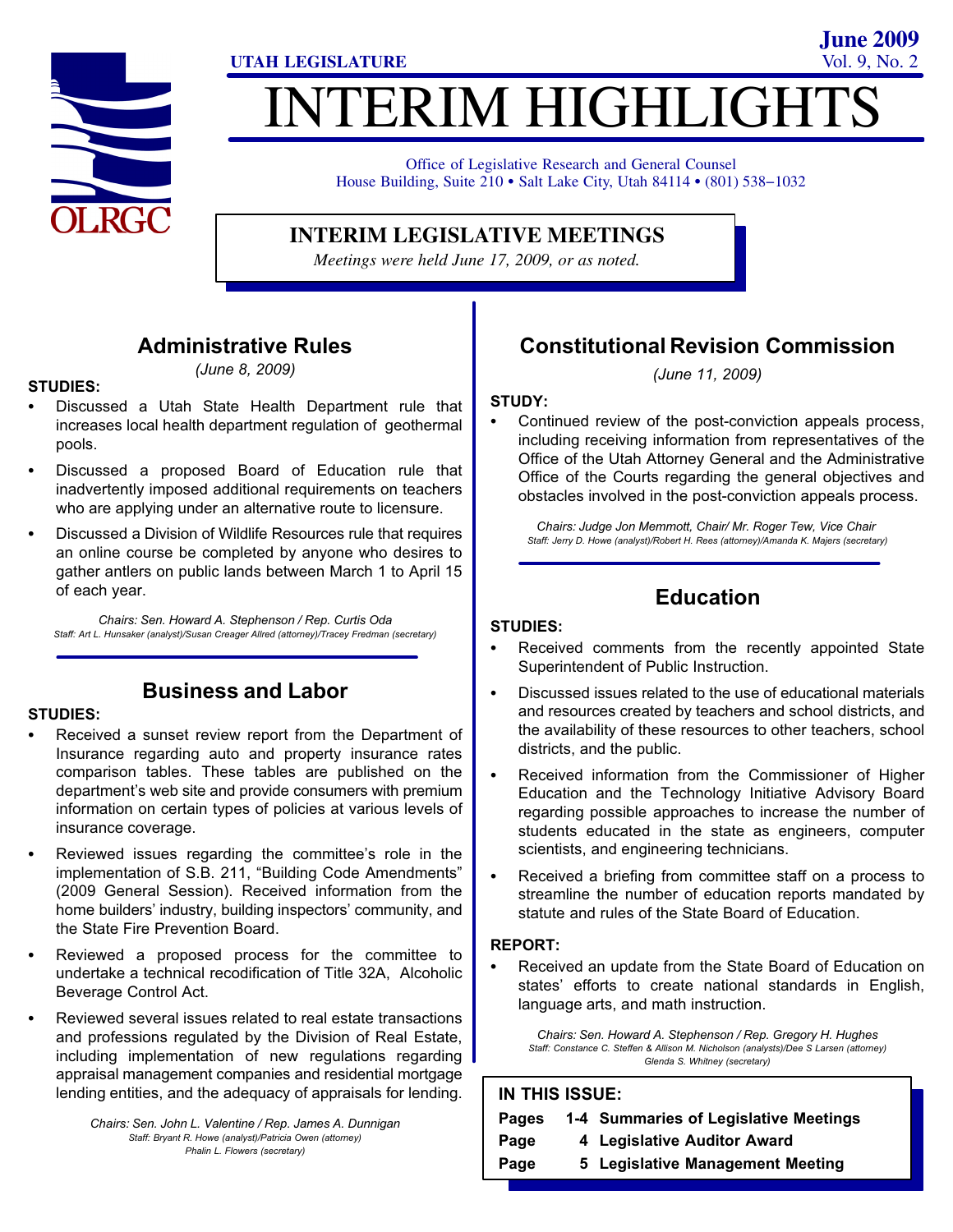UTAH LEGISLATURE

**June 2009**
Vol. 9, No. 2

# INTERIM HIGHLIGHTS

Office of Legislative Research and General Counsel
House Building, Suite 210 • Salt Lake City, Utah 84114 • (801) 538−1032

## INTERIM LEGISLATIVE MEETINGS

*Meetings were held June 17, 2009, or as noted.*

## Administrative Rules

*(June 8, 2009)*

**STUDIES:**

- Discussed a Utah State Health Department rule that increases local health department regulation of geothermal pools.
- Discussed a proposed Board of Education rule that inadvertently imposed additional requirements on teachers who are applying under an alternative route to licensure.
- Discussed a Division of Wildlife Resources rule that requires an online course be completed by anyone who desires to gather antlers on public lands between March 1 to April 15 of each year.

*Chairs: Sen. Howard A. Stephenson / Rep. Curtis Oda*
*Staff: Art L. Hunsaker (analyst)/Susan Creager Allred (attorney)/Tracey Fredman (secretary)*

## Business and Labor

**STUDIES:**

- Received a sunset review report from the Department of Insurance regarding auto and property insurance rates comparison tables. These tables are published on the department's web site and provide consumers with premium information on certain types of policies at various levels of insurance coverage.
- Reviewed issues regarding the committee's role in the implementation of S.B. 211, "Building Code Amendments" (2009 General Session). Received information from the home builders' industry, building inspectors' community, and the State Fire Prevention Board.
- Reviewed a proposed process for the committee to undertake a technical recodification of Title 32A, Alcoholic Beverage Control Act.
- Reviewed several issues related to real estate transactions and professions regulated by the Division of Real Estate, including implementation of new regulations regarding appraisal management companies and residential mortgage lending entities, and the adequacy of appraisals for lending.

*Chairs: Sen. John L. Valentine / Rep. James A. Dunnigan*
*Staff: Bryant R. Howe (analyst)/Patricia Owen (attorney)*
*Phalin L. Flowers (secretary)*

## Constitutional Revision Commission

*(June 11, 2009)*

**STUDY:**

- Continued review of the post-conviction appeals process, including receiving information from representatives of the Office of the Utah Attorney General and the Administrative Office of the Courts regarding the general objectives and obstacles involved in the post-conviction appeals process.

*Chairs: Judge Jon Memmott, Chair/ Mr. Roger Tew, Vice Chair*
*Staff: Jerry D. Howe (analyst)/Robert H. Rees (attorney)/Amanda K. Majers (secretary)*

## Education

**STUDIES:**

- Received comments from the recently appointed State Superintendent of Public Instruction.
- Discussed issues related to the use of educational materials and resources created by teachers and school districts, and the availability of these resources to other teachers, school districts, and the public.
- Received information from the Commissioner of Higher Education and the Technology Initiative Advisory Board regarding possible approaches to increase the number of students educated in the state as engineers, computer scientists, and engineering technicians.
- Received a briefing from committee staff on a process to streamline the number of education reports mandated by statute and rules of the State Board of Education.

**REPORT:**

- Received an update from the State Board of Education on states' efforts to create national standards in English, language arts, and math instruction.

*Chairs: Sen. Howard A. Stephenson / Rep. Gregory H. Hughes*
*Staff: Constance C. Steffen & Allison M. Nicholson (analysts)/Dee S Larsen (attorney)*
*Glenda S. Whitney (secretary)*

**IN THIS ISSUE:**

| | | |
|---|---|---|
| **Pages** | **1-4** | **Summaries of Legislative Meetings** |
| **Page** | **4** | **Legislative Auditor Award** |
| **Page** | **5** | **Legislative Management Meeting** |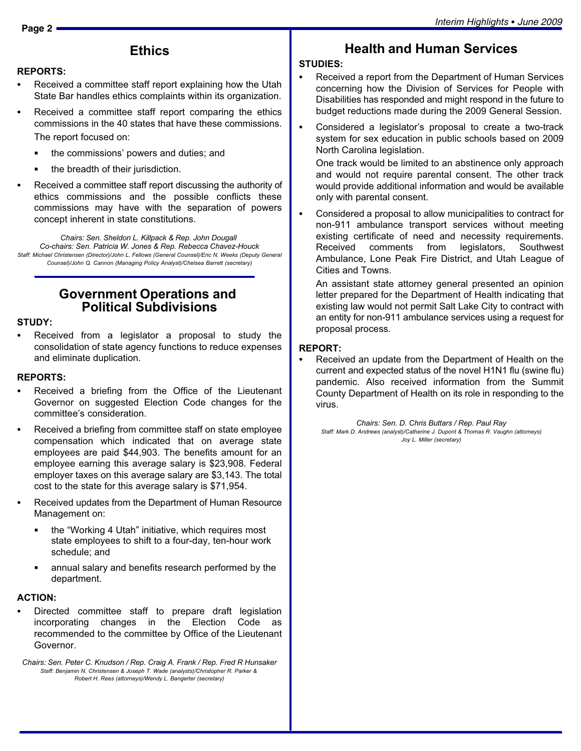## Ethics

**REPORTS:**

- Received a committee staff report explaining how the Utah State Bar handles ethics complaints within its organization.
- Received a committee staff report comparing the ethics commissions in the 40 states that have these commissions. The report focused on:
  - the commissions' powers and duties; and
  - the breadth of their jurisdiction.
- Received a committee staff report discussing the authority of ethics commissions and the possible conflicts these commissions may have with the separation of powers concept inherent in state constitutions.

*Chairs: Sen. Sheldon L. Killpack & Rep. John Dougall*
*Co-chairs: Sen. Patricia W. Jones & Rep. Rebecca Chavez-Houck*
*Staff: Michael Christensen (Director)/John L. Fellows (General Counsel)/Eric N. Weeks (Deputy General Counsel)/John Q. Cannon (Managing Policy Analyst)/Chelsea Barrett (secretary)*

## Government Operations and Political Subdivisions

**STUDY:**

- Received from a legislator a proposal to study the consolidation of state agency functions to reduce expenses and eliminate duplication.

**REPORTS:**

- Received a briefing from the Office of the Lieutenant Governor on suggested Election Code changes for the committee's consideration.
- Received a briefing from committee staff on state employee compensation which indicated that on average state employees are paid $44,903. The benefits amount for an employee earning this average salary is $23,908. Federal employer taxes on this average salary are $3,143. The total cost to the state for this average salary is $71,954.
- Received updates from the Department of Human Resource Management on:
  - the "Working 4 Utah" initiative, which requires most state employees to shift to a four-day, ten-hour work schedule; and
  - annual salary and benefits research performed by the department.

**ACTION:**

- Directed committee staff to prepare draft legislation incorporating changes in the Election Code as recommended to the committee by Office of the Lieutenant Governor.

*Chairs: Sen. Peter C. Knudson / Rep. Craig A. Frank / Rep. Fred R Hunsaker*
*Staff: Benjamin N. Christensen & Joseph T. Wade (analysts)/Christopher R. Parker & Robert H. Rees (attorneys)/Wendy L. Bangerter (secretary)*

## Health and Human Services

**STUDIES:**

- Received a report from the Department of Human Services concerning how the Division of Services for People with Disabilities has responded and might respond in the future to budget reductions made during the 2009 General Session.
- Considered a legislator's proposal to create a two-track system for sex education in public schools based on 2009 North Carolina legislation.

  One track would be limited to an abstinence only approach and would not require parental consent. The other track would provide additional information and would be available only with parental consent.
- Considered a proposal to allow municipalities to contract for non-911 ambulance transport services without meeting existing certificate of need and necessity requirements. Received comments from legislators, Southwest Ambulance, Lone Peak Fire District, and Utah League of Cities and Towns.

  An assistant state attorney general presented an opinion letter prepared for the Department of Health indicating that existing law would not permit Salt Lake City to contract with an entity for non-911 ambulance services using a request for proposal process.

**REPORT:**

- Received an update from the Department of Health on the current and expected status of the novel H1N1 flu (swine flu) pandemic. Also received information from the Summit County Department of Health on its role in responding to the virus.

*Chairs: Sen. D. Chris Buttars / Rep. Paul Ray*
*Staff: Mark D. Andrews (analyst)/Catherine J. Dupont & Thomas R. Vaughn (attorneys) Joy L. Miller (secretary)*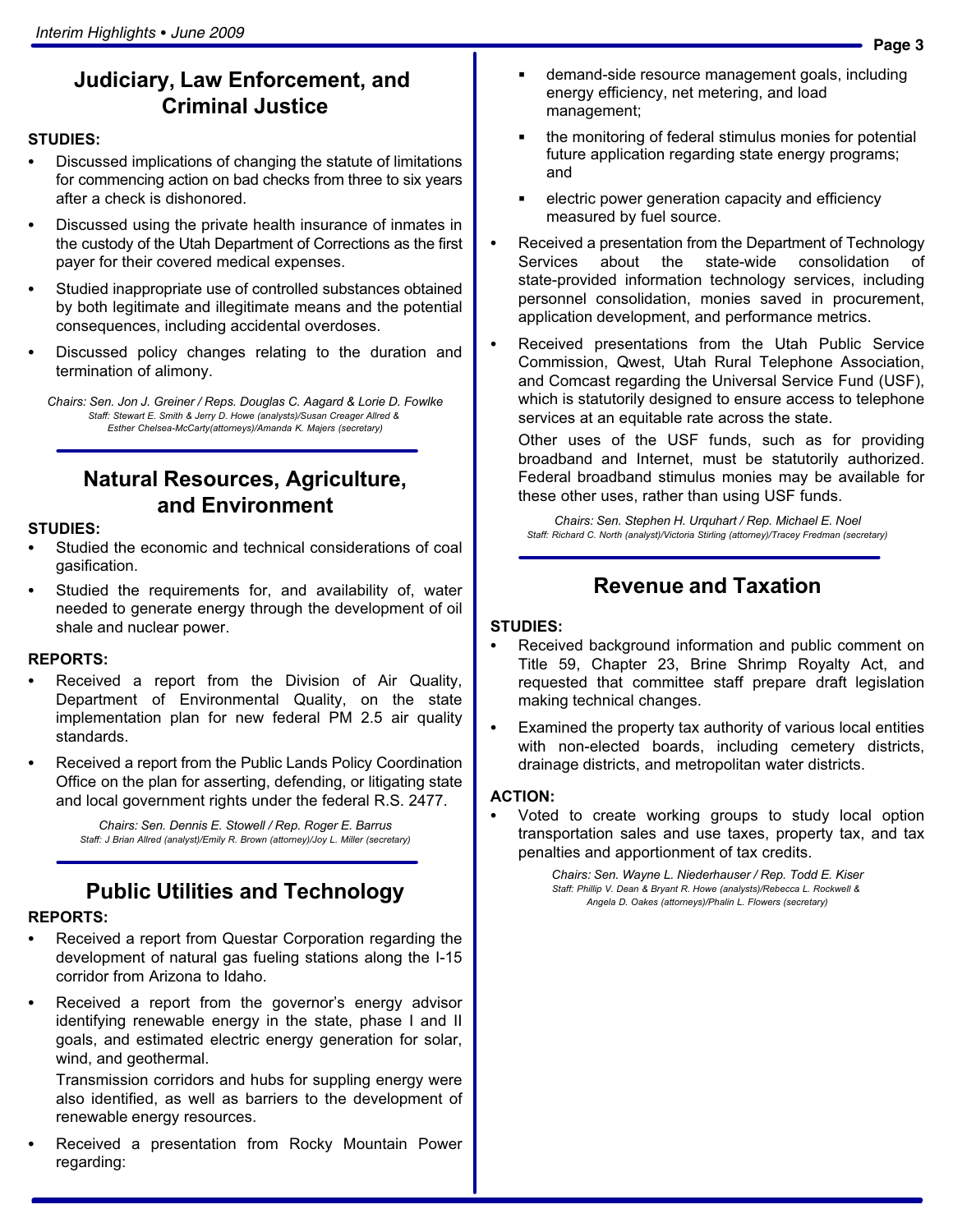## Judiciary, Law Enforcement, and Criminal Justice

**STUDIES:**

- Discussed implications of changing the statute of limitations for commencing action on bad checks from three to six years after a check is dishonored.
- Discussed using the private health insurance of inmates in the custody of the Utah Department of Corrections as the first payer for their covered medical expenses.
- Studied inappropriate use of controlled substances obtained by both legitimate and illegitimate means and the potential consequences, including accidental overdoses.
- Discussed policy changes relating to the duration and termination of alimony.

*Chairs: Sen. Jon J. Greiner / Reps. Douglas C. Aagard & Lorie D. Fowlke*
*Staff: Stewart E. Smith & Jerry D. Howe (analysts)/Susan Creager Allred & Esther Chelsea-McCarty(attorneys)/Amanda K. Majers (secretary)*

## Natural Resources, Agriculture, and Environment

**STUDIES:**

- Studied the economic and technical considerations of coal gasification.
- Studied the requirements for, and availability of, water needed to generate energy through the development of oil shale and nuclear power.

**REPORTS:**

- Received a report from the Division of Air Quality, Department of Environmental Quality, on the state implementation plan for new federal PM 2.5 air quality standards.
- Received a report from the Public Lands Policy Coordination Office on the plan for asserting, defending, or litigating state and local government rights under the federal R.S. 2477.

*Chairs: Sen. Dennis E. Stowell / Rep. Roger E. Barrus*
*Staff: J Brian Allred (analyst)/Emily R. Brown (attorney)/Joy L. Miller (secretary)*

## Public Utilities and Technology

**REPORTS:**

- Received a report from Questar Corporation regarding the development of natural gas fueling stations along the I-15 corridor from Arizona to Idaho.
- Received a report from the governor's energy advisor identifying renewable energy in the state, phase I and II goals, and estimated electric energy generation for solar, wind, and geothermal.

  Transmission corridors and hubs for suppling energy were also identified, as well as barriers to the development of renewable energy resources.
- Received a presentation from Rocky Mountain Power regarding:
  - demand-side resource management goals, including energy efficiency, net metering, and load management;
  - the monitoring of federal stimulus monies for potential future application regarding state energy programs; and
  - electric power generation capacity and efficiency measured by fuel source.
- Received a presentation from the Department of Technology Services about the state-wide consolidation of state-provided information technology services, including personnel consolidation, monies saved in procurement, application development, and performance metrics.
- Received presentations from the Utah Public Service Commission, Qwest, Utah Rural Telephone Association, and Comcast regarding the Universal Service Fund (USF), which is statutorily designed to ensure access to telephone services at an equitable rate across the state.

  Other uses of the USF funds, such as for providing broadband and Internet, must be statutorily authorized. Federal broadband stimulus monies may be available for these other uses, rather than using USF funds.

*Chairs: Sen. Stephen H. Urquhart / Rep. Michael E. Noel*
*Staff: Richard C. North (analyst)/Victoria Stirling (attorney)/Tracey Fredman (secretary)*

## Revenue and Taxation

**STUDIES:**

- Received background information and public comment on Title 59, Chapter 23, Brine Shrimp Royalty Act, and requested that committee staff prepare draft legislation making technical changes.
- Examined the property tax authority of various local entities with non-elected boards, including cemetery districts, drainage districts, and metropolitan water districts.

**ACTION:**

- Voted to create working groups to study local option transportation sales and use taxes, property tax, and tax penalties and apportionment of tax credits.

*Chairs: Sen. Wayne L. Niederhauser / Rep. Todd E. Kiser*
*Staff: Phillip V. Dean & Bryant R. Howe (analysts)/Rebecca L. Rockwell & Angela D. Oakes (attorneys)/Phalin L. Flowers (secretary)*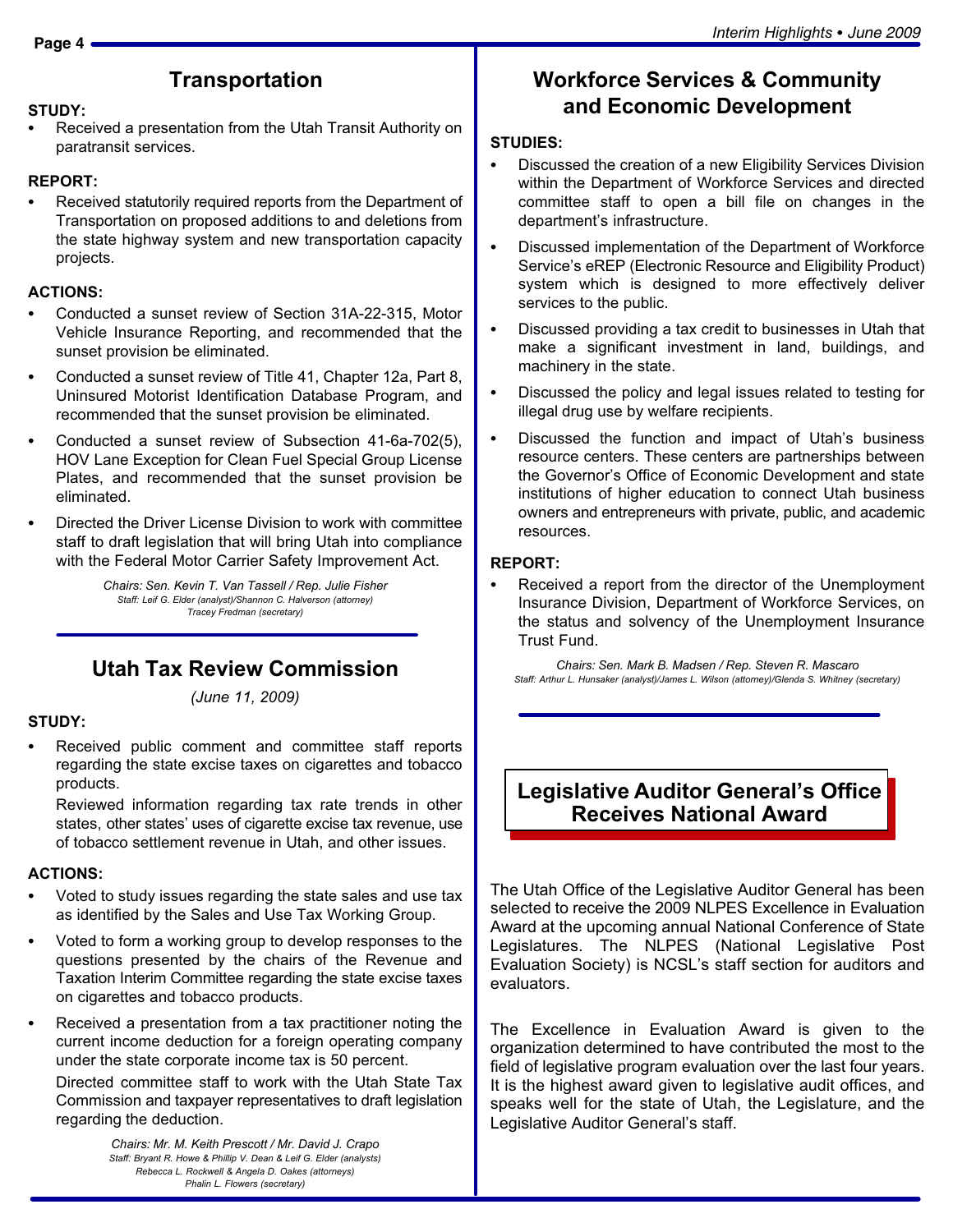## Transportation

**STUDY:**

- Received a presentation from the Utah Transit Authority on paratransit services.

**REPORT:**

- Received statutorily required reports from the Department of Transportation on proposed additions to and deletions from the state highway system and new transportation capacity projects.

**ACTIONS:**

- Conducted a sunset review of Section 31A-22-315, Motor Vehicle Insurance Reporting, and recommended that the sunset provision be eliminated.
- Conducted a sunset review of Title 41, Chapter 12a, Part 8, Uninsured Motorist Identification Database Program, and recommended that the sunset provision be eliminated.
- Conducted a sunset review of Subsection 41-6a-702(5), HOV Lane Exception for Clean Fuel Special Group License Plates, and recommended that the sunset provision be eliminated.
- Directed the Driver License Division to work with committee staff to draft legislation that will bring Utah into compliance with the Federal Motor Carrier Safety Improvement Act.

*Chairs: Sen. Kevin T. Van Tassell / Rep. Julie Fisher*
*Staff: Leif G. Elder (analyst)/Shannon C. Halverson (attorney)*
*Tracey Fredman (secretary)*

## Utah Tax Review Commission

*(June 11, 2009)*

**STUDY:**

- Received public comment and committee staff reports regarding the state excise taxes on cigarettes and tobacco products.

  Reviewed information regarding tax rate trends in other states, other states' uses of cigarette excise tax revenue, use of tobacco settlement revenue in Utah, and other issues.

**ACTIONS:**

- Voted to study issues regarding the state sales and use tax as identified by the Sales and Use Tax Working Group.
- Voted to form a working group to develop responses to the questions presented by the chairs of the Revenue and Taxation Interim Committee regarding the state excise taxes on cigarettes and tobacco products.
- Received a presentation from a tax practitioner noting the current income deduction for a foreign operating company under the state corporate income tax is 50 percent.

  Directed committee staff to work with the Utah State Tax Commission and taxpayer representatives to draft legislation regarding the deduction.

*Chairs: Mr. M. Keith Prescott / Mr. David J. Crapo*
*Staff: Bryant R. Howe & Phillip V. Dean & Leif G. Elder (analysts)*
*Rebecca L. Rockwell & Angela D. Oakes (attorneys)*
*Phalin L. Flowers (secretary)*

## Workforce Services & Community and Economic Development

**STUDIES:**

- Discussed the creation of a new Eligibility Services Division within the Department of Workforce Services and directed committee staff to open a bill file on changes in the department's infrastructure.
- Discussed implementation of the Department of Workforce Service's eREP (Electronic Resource and Eligibility Product) system which is designed to more effectively deliver services to the public.
- Discussed providing a tax credit to businesses in Utah that make a significant investment in land, buildings, and machinery in the state.
- Discussed the policy and legal issues related to testing for illegal drug use by welfare recipients.
- Discussed the function and impact of Utah's business resource centers. These centers are partnerships between the Governor's Office of Economic Development and state institutions of higher education to connect Utah business owners and entrepreneurs with private, public, and academic resources.

**REPORT:**

- Received a report from the director of the Unemployment Insurance Division, Department of Workforce Services, on the status and solvency of the Unemployment Insurance Trust Fund.

*Chairs: Sen. Mark B. Madsen / Rep. Steven R. Mascaro*
*Staff: Arthur L. Hunsaker (analyst)/James L. Wilson (attorney)/Glenda S. Whitney (secretary)*

## Legislative Auditor General's Office Receives National Award

The Utah Office of the Legislative Auditor General has been selected to receive the 2009 NLPES Excellence in Evaluation Award at the upcoming annual National Conference of State Legislatures. The NLPES (National Legislative Post Evaluation Society) is NCSL's staff section for auditors and evaluators.

The Excellence in Evaluation Award is given to the organization determined to have contributed the most to the field of legislative program evaluation over the last four years. It is the highest award given to legislative audit offices, and speaks well for the state of Utah, the Legislature, and the Legislative Auditor General's staff.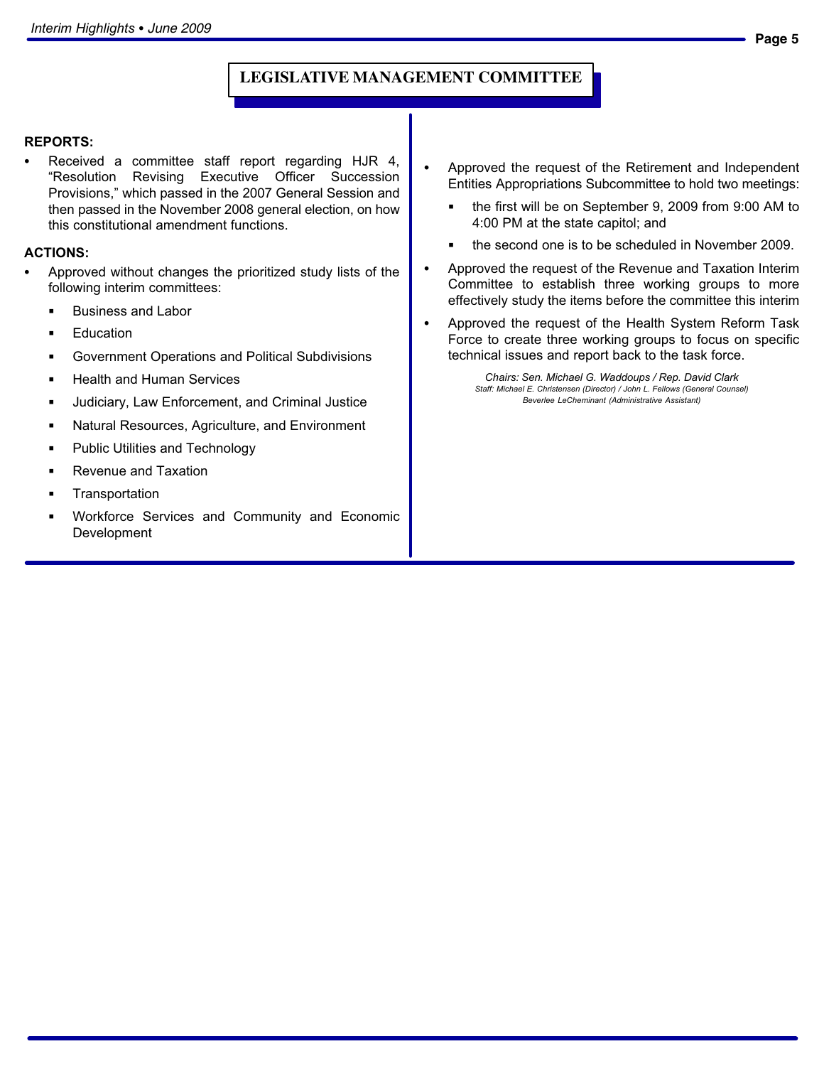## LEGISLATIVE MANAGEMENT COMMITTEE

**REPORTS:**

- Received a committee staff report regarding HJR 4, "Resolution Revising Executive Officer Succession Provisions," which passed in the 2007 General Session and then passed in the November 2008 general election, on how this constitutional amendment functions.

**ACTIONS:**

- Approved without changes the prioritized study lists of the following interim committees:
  - Business and Labor
  - Education
  - Government Operations and Political Subdivisions
  - Health and Human Services
  - Judiciary, Law Enforcement, and Criminal Justice
  - Natural Resources, Agriculture, and Environment
  - Public Utilities and Technology
  - Revenue and Taxation
  - Transportation
  - Workforce Services and Community and Economic Development
- Approved the request of the Retirement and Independent Entities Appropriations Subcommittee to hold two meetings:
  - the first will be on September 9, 2009 from 9:00 AM to 4:00 PM at the state capitol; and
  - the second one is to be scheduled in November 2009.
- Approved the request of the Revenue and Taxation Interim Committee to establish three working groups to more effectively study the items before the committee this interim
- Approved the request of the Health System Reform Task Force to create three working groups to focus on specific technical issues and report back to the task force.

*Chairs: Sen. Michael G. Waddoups / Rep. David Clark*
*Staff: Michael E. Christensen (Director) / John L. Fellows (General Counsel)*
*Beverlee LeCheminant (Administrative Assistant)*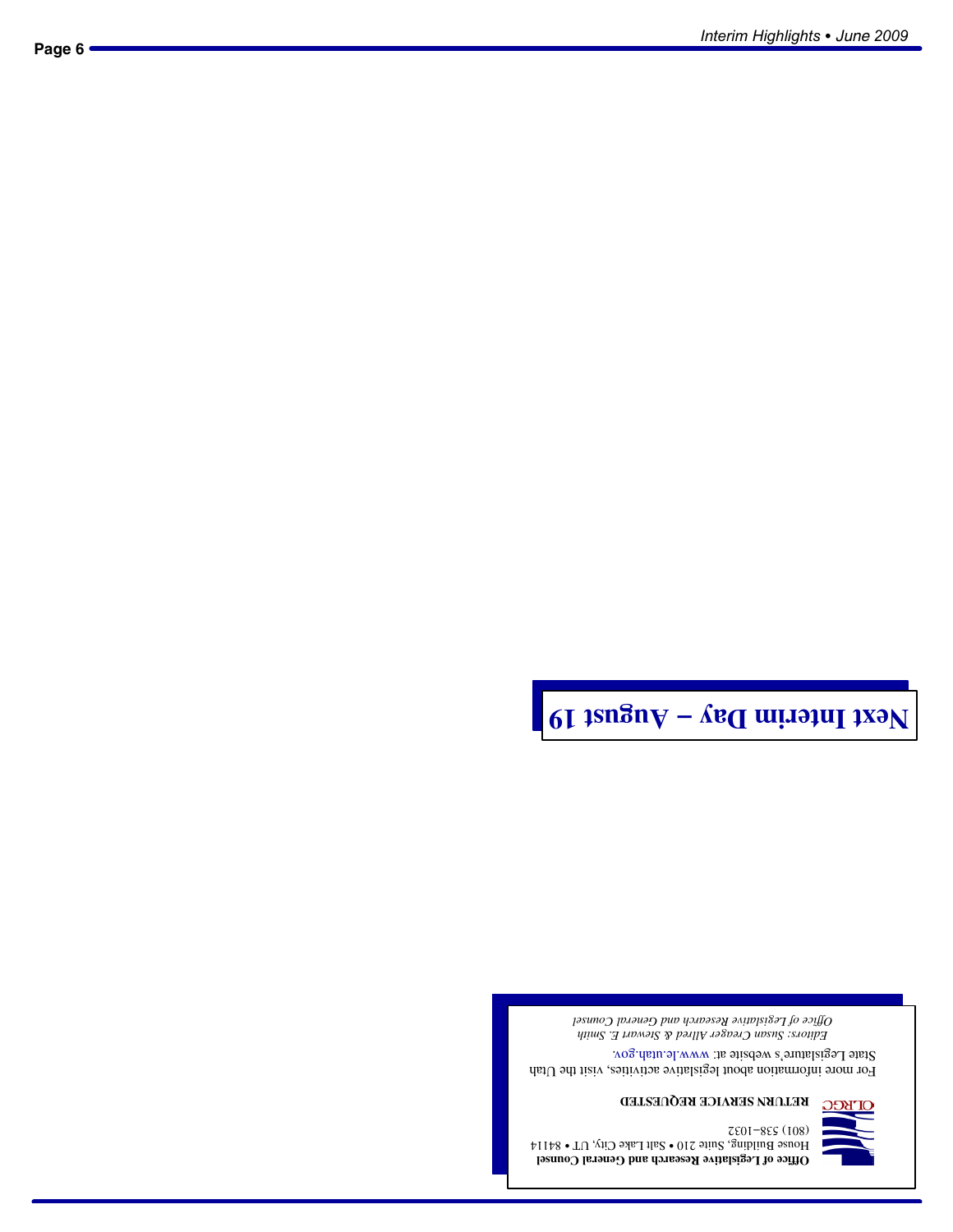# Next Interim Day – August 19

**Office of Legislative Research and General Counsel**
House Building, Suite 210 • Salt Lake City, UT • 84114
(801) 538-1032

OLRGC

**RETURN SERVICE REQUESTED**

For more information about legislative activities, visit the Utah State Legislature's website at: www.le.utah.gov.

*Editors: Susan Creager Allred & Stewart E. Smith*
*Office of Legislative Research and General Counsel*